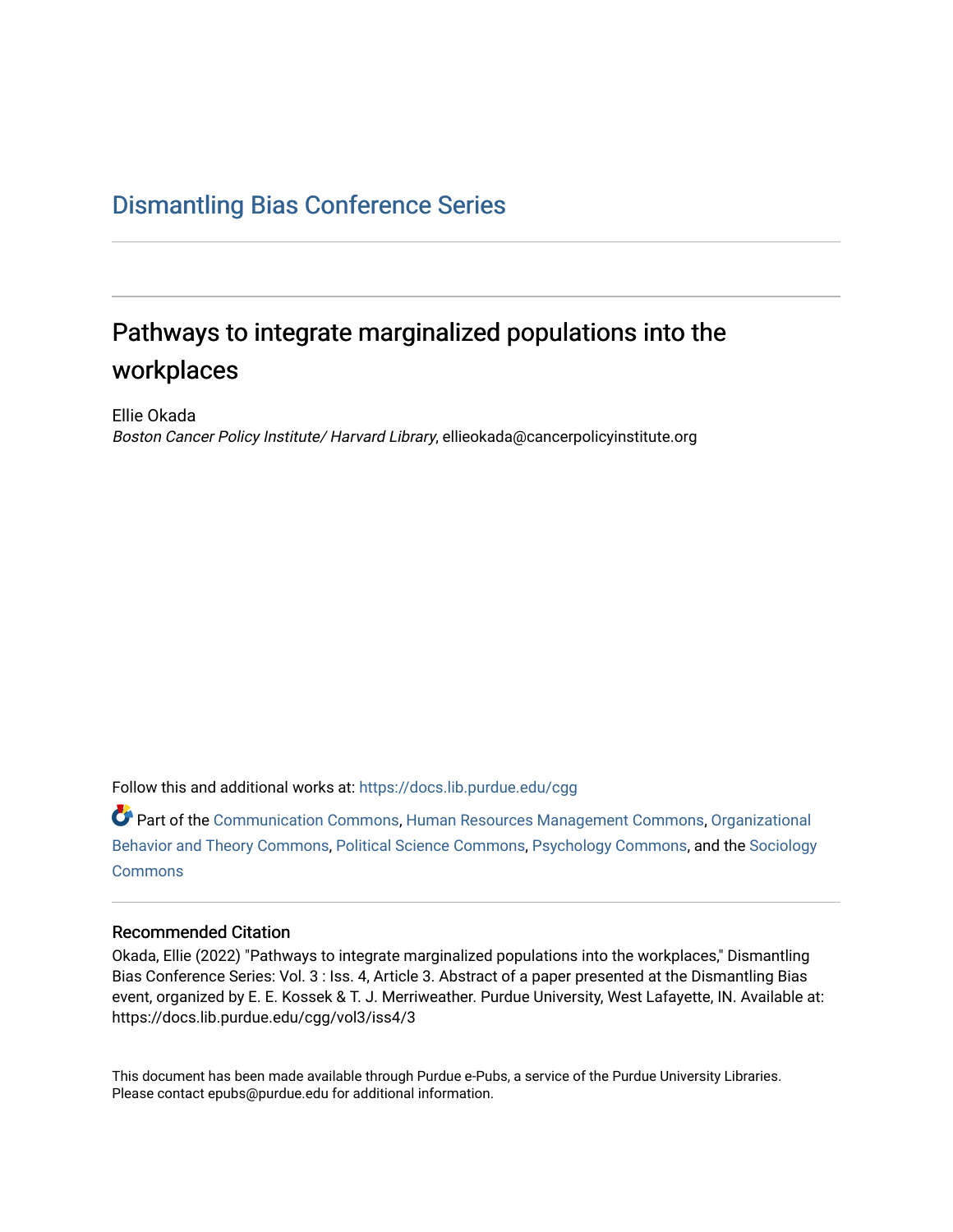# Dismantling Bias Conference Series

## Pathways to integrate marginalized populations into the workplaces

Ellie Okada
*Boston Cancer Policy Institute/ Harvard Library*, ellieokada@cancerpolicyinstitute.org

Follow this and additional works at: https://docs.lib.purdue.edu/cgg

Part of the Communication Commons, Human Resources Management Commons, Organizational Behavior and Theory Commons, Political Science Commons, Psychology Commons, and the Sociology Commons

### Recommended Citation

Okada, Ellie (2022) "Pathways to integrate marginalized populations into the workplaces," Dismantling Bias Conference Series: Vol. 3 : Iss. 4, Article 3. Abstract of a paper presented at the Dismantling Bias event, organized by E. E. Kossek & T. J. Merriweather. Purdue University, West Lafayette, IN. Available at: https://docs.lib.purdue.edu/cgg/vol3/iss4/3

This document has been made available through Purdue e-Pubs, a service of the Purdue University Libraries. Please contact epubs@purdue.edu for additional information.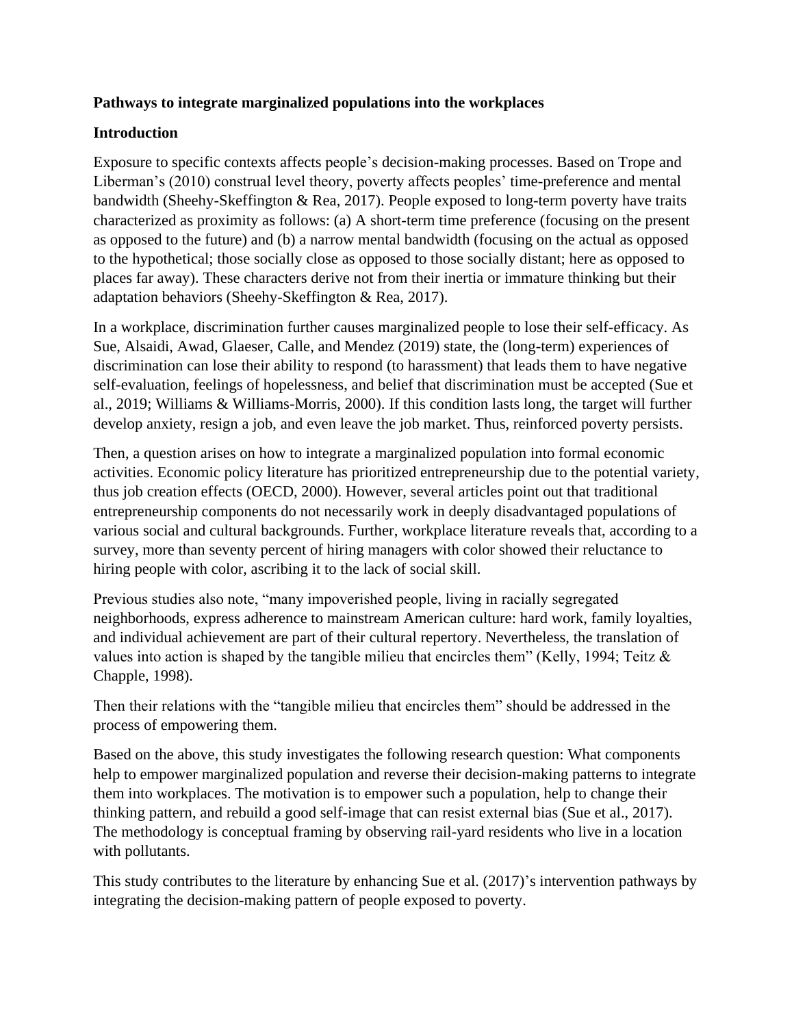**Pathways to integrate marginalized populations into the workplaces**

**Introduction**

Exposure to specific contexts affects people's decision-making processes. Based on Trope and Liberman's (2010) construal level theory, poverty affects peoples' time-preference and mental bandwidth (Sheehy-Skeffington & Rea, 2017). People exposed to long-term poverty have traits characterized as proximity as follows: (a) A short-term time preference (focusing on the present as opposed to the future) and (b) a narrow mental bandwidth (focusing on the actual as opposed to the hypothetical; those socially close as opposed to those socially distant; here as opposed to places far away). These characters derive not from their inertia or immature thinking but their adaptation behaviors (Sheehy-Skeffington & Rea, 2017).

In a workplace, discrimination further causes marginalized people to lose their self-efficacy. As Sue, Alsaidi, Awad, Glaeser, Calle, and Mendez (2019) state, the (long-term) experiences of discrimination can lose their ability to respond (to harassment) that leads them to have negative self-evaluation, feelings of hopelessness, and belief that discrimination must be accepted (Sue et al., 2019; Williams & Williams-Morris, 2000). If this condition lasts long, the target will further develop anxiety, resign a job, and even leave the job market. Thus, reinforced poverty persists.

Then, a question arises on how to integrate a marginalized population into formal economic activities. Economic policy literature has prioritized entrepreneurship due to the potential variety, thus job creation effects (OECD, 2000). However, several articles point out that traditional entrepreneurship components do not necessarily work in deeply disadvantaged populations of various social and cultural backgrounds. Further, workplace literature reveals that, according to a survey, more than seventy percent of hiring managers with color showed their reluctance to hiring people with color, ascribing it to the lack of social skill.

Previous studies also note, "many impoverished people, living in racially segregated neighborhoods, express adherence to mainstream American culture: hard work, family loyalties, and individual achievement are part of their cultural repertory. Nevertheless, the translation of values into action is shaped by the tangible milieu that encircles them" (Kelly, 1994; Teitz & Chapple, 1998).

Then their relations with the "tangible milieu that encircles them" should be addressed in the process of empowering them.

Based on the above, this study investigates the following research question: What components help to empower marginalized population and reverse their decision-making patterns to integrate them into workplaces. The motivation is to empower such a population, help to change their thinking pattern, and rebuild a good self-image that can resist external bias (Sue et al., 2017). The methodology is conceptual framing by observing rail-yard residents who live in a location with pollutants.

This study contributes to the literature by enhancing Sue et al. (2017)'s intervention pathways by integrating the decision-making pattern of people exposed to poverty.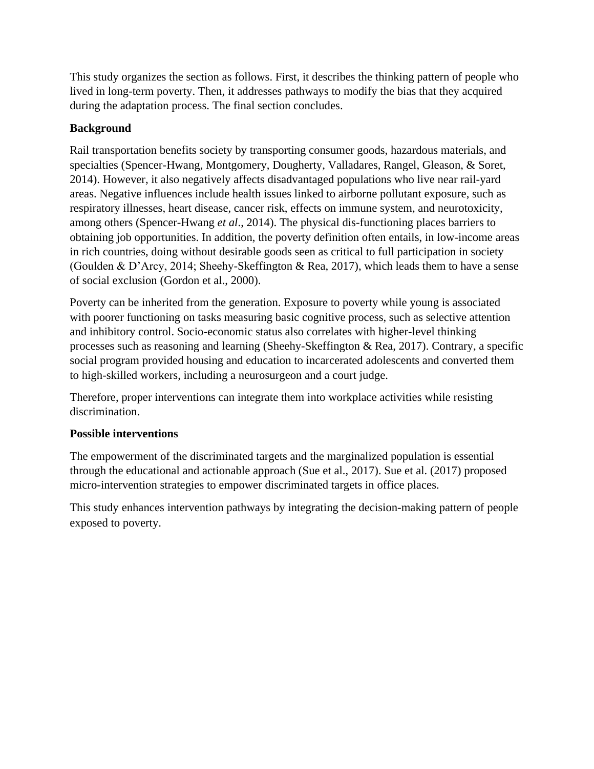This study organizes the section as follows. First, it describes the thinking pattern of people who lived in long-term poverty. Then, it addresses pathways to modify the bias that they acquired during the adaptation process. The final section concludes.

**Background**

Rail transportation benefits society by transporting consumer goods, hazardous materials, and specialties (Spencer-Hwang, Montgomery, Dougherty, Valladares, Rangel, Gleason, & Soret, 2014). However, it also negatively affects disadvantaged populations who live near rail-yard areas. Negative influences include health issues linked to airborne pollutant exposure, such as respiratory illnesses, heart disease, cancer risk, effects on immune system, and neurotoxicity, among others (Spencer-Hwang *et al*., 2014). The physical dis-functioning places barriers to obtaining job opportunities. In addition, the poverty definition often entails, in low-income areas in rich countries, doing without desirable goods seen as critical to full participation in society (Goulden & D'Arcy, 2014; Sheehy-Skeffington & Rea, 2017), which leads them to have a sense of social exclusion (Gordon et al., 2000).

Poverty can be inherited from the generation. Exposure to poverty while young is associated with poorer functioning on tasks measuring basic cognitive process, such as selective attention and inhibitory control. Socio-economic status also correlates with higher-level thinking processes such as reasoning and learning (Sheehy-Skeffington & Rea, 2017). Contrary, a specific social program provided housing and education to incarcerated adolescents and converted them to high-skilled workers, including a neurosurgeon and a court judge.

Therefore, proper interventions can integrate them into workplace activities while resisting discrimination.

**Possible interventions**

The empowerment of the discriminated targets and the marginalized population is essential through the educational and actionable approach (Sue et al., 2017). Sue et al. (2017) proposed micro-intervention strategies to empower discriminated targets in office places.

This study enhances intervention pathways by integrating the decision-making pattern of people exposed to poverty.